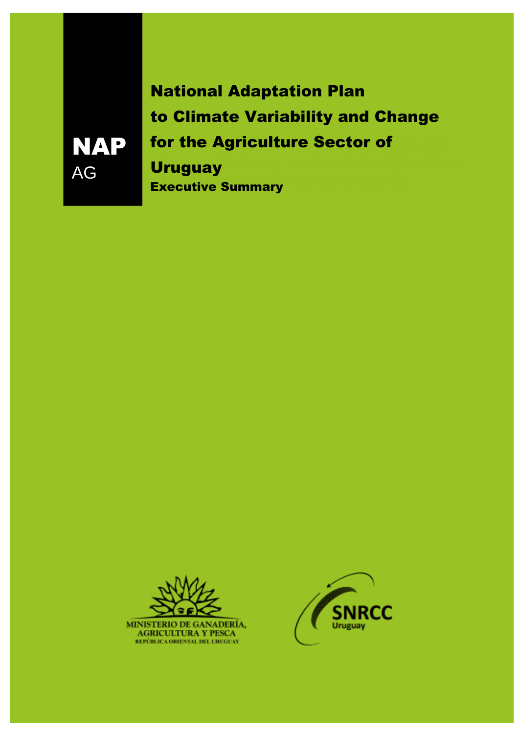**NAP**
AG

# National Adaptation Plan to Climate Variability and Change for the Agriculture Sector of Uruguay

## Executive Summary

MINISTERIO DE GANADERÍA, AGRICULTURA Y PESCA
REPÚBLICA ORIENTAL DEL URUGUAY

SNRCC
Uruguay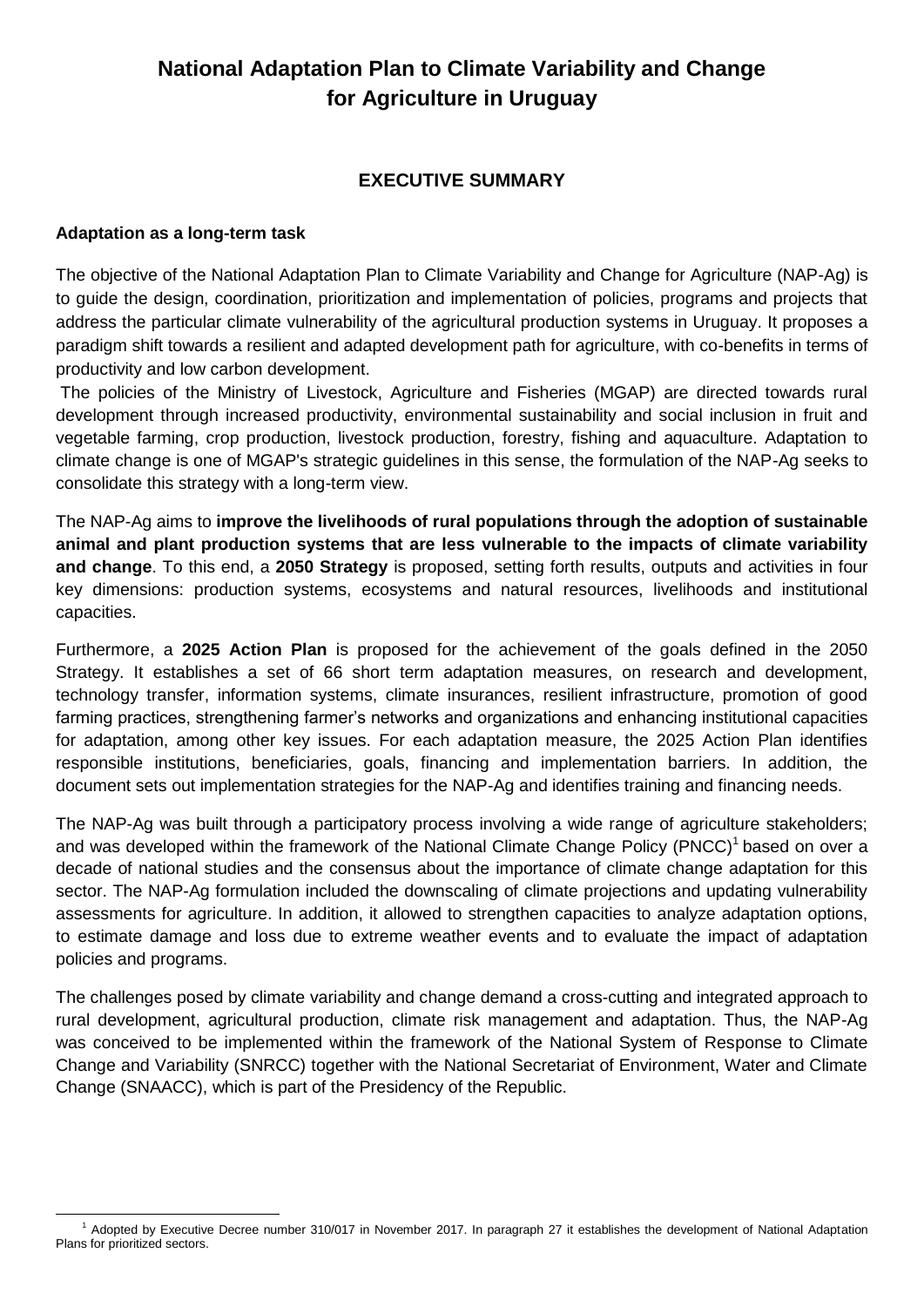# National Adaptation Plan to Climate Variability and Change for Agriculture in Uruguay

## EXECUTIVE SUMMARY

### Adaptation as a long-term task

The objective of the National Adaptation Plan to Climate Variability and Change for Agriculture (NAP-Ag) is to guide the design, coordination, prioritization and implementation of policies, programs and projects that address the particular climate vulnerability of the agricultural production systems in Uruguay. It proposes a paradigm shift towards a resilient and adapted development path for agriculture, with co-benefits in terms of productivity and low carbon development.

The policies of the Ministry of Livestock, Agriculture and Fisheries (MGAP) are directed towards rural development through increased productivity, environmental sustainability and social inclusion in fruit and vegetable farming, crop production, livestock production, forestry, fishing and aquaculture. Adaptation to climate change is one of MGAP's strategic guidelines in this sense, the formulation of the NAP-Ag seeks to consolidate this strategy with a long-term view.

The NAP-Ag aims to **improve the livelihoods of rural populations through the adoption of sustainable animal and plant production systems that are less vulnerable to the impacts of climate variability and change**. To this end, a **2050 Strategy** is proposed, setting forth results, outputs and activities in four key dimensions: production systems, ecosystems and natural resources, livelihoods and institutional capacities.

Furthermore, a **2025 Action Plan** is proposed for the achievement of the goals defined in the 2050 Strategy. It establishes a set of 66 short term adaptation measures, on research and development, technology transfer, information systems, climate insurances, resilient infrastructure, promotion of good farming practices, strengthening farmer's networks and organizations and enhancing institutional capacities for adaptation, among other key issues. For each adaptation measure, the 2025 Action Plan identifies responsible institutions, beneficiaries, goals, financing and implementation barriers. In addition, the document sets out implementation strategies for the NAP-Ag and identifies training and financing needs.

The NAP-Ag was built through a participatory process involving a wide range of agriculture stakeholders; and was developed within the framework of the National Climate Change Policy (PNCC)[1] based on over a decade of national studies and the consensus about the importance of climate change adaptation for this sector. The NAP-Ag formulation included the downscaling of climate projections and updating vulnerability assessments for agriculture. In addition, it allowed to strengthen capacities to analyze adaptation options, to estimate damage and loss due to extreme weather events and to evaluate the impact of adaptation policies and programs.

The challenges posed by climate variability and change demand a cross-cutting and integrated approach to rural development, agricultural production, climate risk management and adaptation. Thus, the NAP-Ag was conceived to be implemented within the framework of the National System of Response to Climate Change and Variability (SNRCC) together with the National Secretariat of Environment, Water and Climate Change (SNAACC), which is part of the Presidency of the Republic.

[1] Adopted by Executive Decree number 310/017 in November 2017. In paragraph 27 it establishes the development of National Adaptation Plans for prioritized sectors.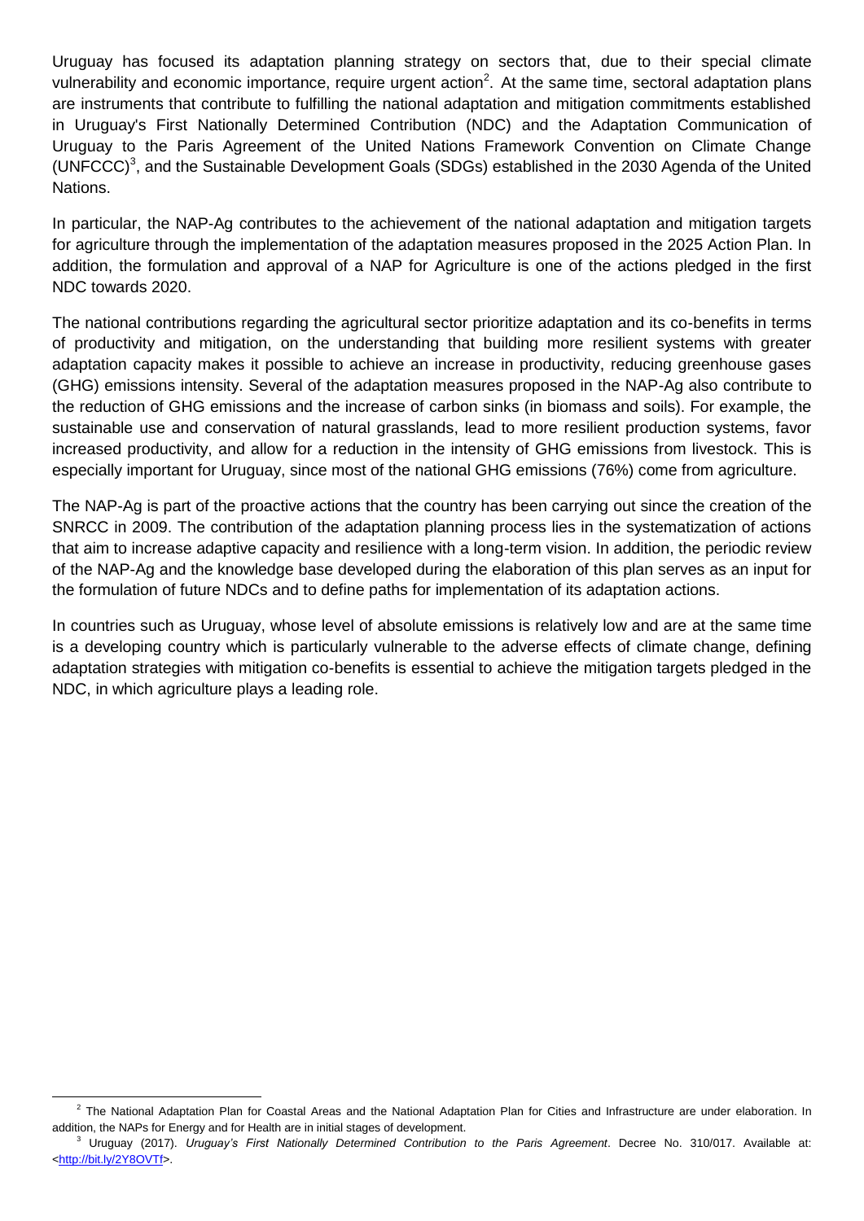Uruguay has focused its adaptation planning strategy on sectors that, due to their special climate vulnerability and economic importance, require urgent action[2]. At the same time, sectoral adaptation plans are instruments that contribute to fulfilling the national adaptation and mitigation commitments established in Uruguay's First Nationally Determined Contribution (NDC) and the Adaptation Communication of Uruguay to the Paris Agreement of the United Nations Framework Convention on Climate Change (UNFCCC)[3], and the Sustainable Development Goals (SDGs) established in the 2030 Agenda of the United Nations.

In particular, the NAP-Ag contributes to the achievement of the national adaptation and mitigation targets for agriculture through the implementation of the adaptation measures proposed in the 2025 Action Plan. In addition, the formulation and approval of a NAP for Agriculture is one of the actions pledged in the first NDC towards 2020.

The national contributions regarding the agricultural sector prioritize adaptation and its co-benefits in terms of productivity and mitigation, on the understanding that building more resilient systems with greater adaptation capacity makes it possible to achieve an increase in productivity, reducing greenhouse gases (GHG) emissions intensity. Several of the adaptation measures proposed in the NAP-Ag also contribute to the reduction of GHG emissions and the increase of carbon sinks (in biomass and soils). For example, the sustainable use and conservation of natural grasslands, lead to more resilient production systems, favor increased productivity, and allow for a reduction in the intensity of GHG emissions from livestock. This is especially important for Uruguay, since most of the national GHG emissions (76%) come from agriculture.

The NAP-Ag is part of the proactive actions that the country has been carrying out since the creation of the SNRCC in 2009. The contribution of the adaptation planning process lies in the systematization of actions that aim to increase adaptive capacity and resilience with a long-term vision. In addition, the periodic review of the NAP-Ag and the knowledge base developed during the elaboration of this plan serves as an input for the formulation of future NDCs and to define paths for implementation of its adaptation actions.

In countries such as Uruguay, whose level of absolute emissions is relatively low and are at the same time is a developing country which is particularly vulnerable to the adverse effects of climate change, defining adaptation strategies with mitigation co-benefits is essential to achieve the mitigation targets pledged in the NDC, in which agriculture plays a leading role.

---

[2] The National Adaptation Plan for Coastal Areas and the National Adaptation Plan for Cities and Infrastructure are under elaboration. In addition, the NAPs for Energy and for Health are in initial stages of development.

[3] Uruguay (2017). *Uruguay's First Nationally Determined Contribution to the Paris Agreement*. Decree No. 310/017. Available at: <http://bit.ly/2Y8OVTf>.